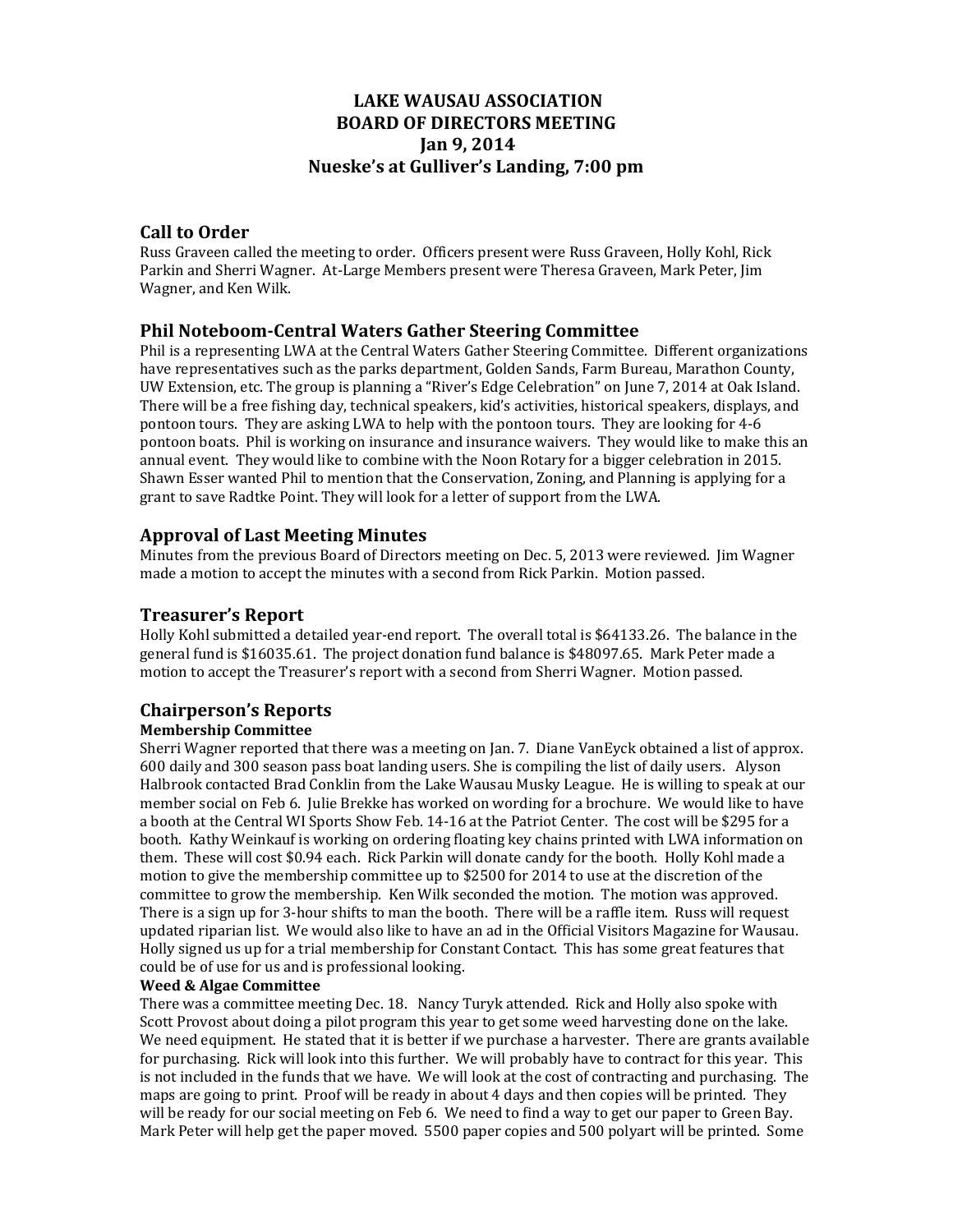# LAKE WAUSAU ASSOCIATION
# BOARD OF DIRECTORS MEETING
# Jan 9, 2014
# Nueske's at Gulliver's Landing, 7:00 pm

## Call to Order

Russ Graveen called the meeting to order. Officers present were Russ Graveen, Holly Kohl, Rick Parkin and Sherri Wagner. At-Large Members present were Theresa Graveen, Mark Peter, Jim Wagner, and Ken Wilk.

## Phil Noteboom-Central Waters Gather Steering Committee

Phil is a representing LWA at the Central Waters Gather Steering Committee. Different organizations have representatives such as the parks department, Golden Sands, Farm Bureau, Marathon County, UW Extension, etc. The group is planning a "River's Edge Celebration" on June 7, 2014 at Oak Island. There will be a free fishing day, technical speakers, kid's activities, historical speakers, displays, and pontoon tours. They are asking LWA to help with the pontoon tours. They are looking for 4-6 pontoon boats. Phil is working on insurance and insurance waivers. They would like to make this an annual event. They would like to combine with the Noon Rotary for a bigger celebration in 2015. Shawn Esser wanted Phil to mention that the Conservation, Zoning, and Planning is applying for a grant to save Radtke Point. They will look for a letter of support from the LWA.

## Approval of Last Meeting Minutes

Minutes from the previous Board of Directors meeting on Dec. 5, 2013 were reviewed. Jim Wagner made a motion to accept the minutes with a second from Rick Parkin. Motion passed.

## Treasurer's Report

Holly Kohl submitted a detailed year-end report. The overall total is $64133.26. The balance in the general fund is $16035.61. The project donation fund balance is $48097.65. Mark Peter made a motion to accept the Treasurer's report with a second from Sherri Wagner. Motion passed.

## Chairperson's Reports

### Membership Committee

Sherri Wagner reported that there was a meeting on Jan. 7. Diane VanEyck obtained a list of approx. 600 daily and 300 season pass boat landing users. She is compiling the list of daily users. Alyson Halbrook contacted Brad Conklin from the Lake Wausau Musky League. He is willing to speak at our member social on Feb 6. Julie Brekke has worked on wording for a brochure. We would like to have a booth at the Central WI Sports Show Feb. 14-16 at the Patriot Center. The cost will be $295 for a booth. Kathy Weinkauf is working on ordering floating key chains printed with LWA information on them. These will cost $0.94 each. Rick Parkin will donate candy for the booth. Holly Kohl made a motion to give the membership committee up to $2500 for 2014 to use at the discretion of the committee to grow the membership. Ken Wilk seconded the motion. The motion was approved. There is a sign up for 3-hour shifts to man the booth. There will be a raffle item. Russ will request updated riparian list. We would also like to have an ad in the Official Visitors Magazine for Wausau. Holly signed us up for a trial membership for Constant Contact. This has some great features that could be of use for us and is professional looking.

### Weed & Algae Committee

There was a committee meeting Dec. 18. Nancy Turyk attended. Rick and Holly also spoke with Scott Provost about doing a pilot program this year to get some weed harvesting done on the lake. We need equipment. He stated that it is better if we purchase a harvester. There are grants available for purchasing. Rick will look into this further. We will probably have to contract for this year. This is not included in the funds that we have. We will look at the cost of contracting and purchasing. The maps are going to print. Proof will be ready in about 4 days and then copies will be printed. They will be ready for our social meeting on Feb 6. We need to find a way to get our paper to Green Bay. Mark Peter will help get the paper moved. 5500 paper copies and 500 polyart will be printed. Some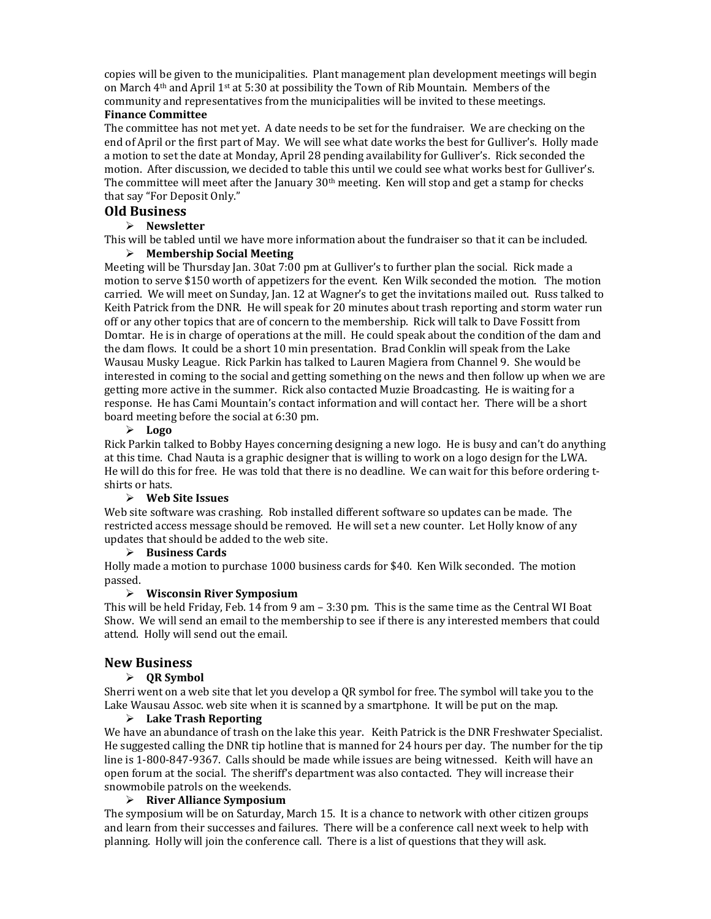copies will be given to the municipalities. Plant management plan development meetings will begin on March 4th and April 1st at 5:30 at possibility the Town of Rib Mountain. Members of the community and representatives from the municipalities will be invited to these meetings.

**Finance Committee**

The committee has not met yet. A date needs to be set for the fundraiser. We are checking on the end of April or the first part of May. We will see what date works the best for Gulliver's. Holly made a motion to set the date at Monday, April 28 pending availability for Gulliver's. Rick seconded the motion. After discussion, we decided to table this until we could see what works best for Gulliver's. The committee will meet after the January 30th meeting. Ken will stop and get a stamp for checks that say "For Deposit Only."

## Old Business

- **Newsletter**

This will be tabled until we have more information about the fundraiser so that it can be included.

- **Membership Social Meeting**

Meeting will be Thursday Jan. 30at 7:00 pm at Gulliver's to further plan the social. Rick made a motion to serve $150 worth of appetizers for the event. Ken Wilk seconded the motion. The motion carried. We will meet on Sunday, Jan. 12 at Wagner's to get the invitations mailed out. Russ talked to Keith Patrick from the DNR. He will speak for 20 minutes about trash reporting and storm water run off or any other topics that are of concern to the membership. Rick will talk to Dave Fossitt from Domtar. He is in charge of operations at the mill. He could speak about the condition of the dam and the dam flows. It could be a short 10 min presentation. Brad Conklin will speak from the Lake Wausau Musky League. Rick Parkin has talked to Lauren Magiera from Channel 9. She would be interested in coming to the social and getting something on the news and then follow up when we are getting more active in the summer. Rick also contacted Muzie Broadcasting. He is waiting for a response. He has Cami Mountain's contact information and will contact her. There will be a short board meeting before the social at 6:30 pm.

- **Logo**

Rick Parkin talked to Bobby Hayes concerning designing a new logo. He is busy and can't do anything at this time. Chad Nauta is a graphic designer that is willing to work on a logo design for the LWA. He will do this for free. He was told that there is no deadline. We can wait for this before ordering t-shirts or hats.

- **Web Site Issues**

Web site software was crashing. Rob installed different software so updates can be made. The restricted access message should be removed. He will set a new counter. Let Holly know of any updates that should be added to the web site.

- **Business Cards**

Holly made a motion to purchase 1000 business cards for $40. Ken Wilk seconded. The motion passed.

- **Wisconsin River Symposium**

This will be held Friday, Feb. 14 from 9 am – 3:30 pm. This is the same time as the Central WI Boat Show. We will send an email to the membership to see if there is any interested members that could attend. Holly will send out the email.

## New Business

- **QR Symbol**

Sherri went on a web site that let you develop a QR symbol for free. The symbol will take you to the Lake Wausau Assoc. web site when it is scanned by a smartphone. It will be put on the map.

- **Lake Trash Reporting**

We have an abundance of trash on the lake this year. Keith Patrick is the DNR Freshwater Specialist. He suggested calling the DNR tip hotline that is manned for 24 hours per day. The number for the tip line is 1-800-847-9367. Calls should be made while issues are being witnessed. Keith will have an open forum at the social. The sheriff's department was also contacted. They will increase their snowmobile patrols on the weekends.

- **River Alliance Symposium**

The symposium will be on Saturday, March 15. It is a chance to network with other citizen groups and learn from their successes and failures. There will be a conference call next week to help with planning. Holly will join the conference call. There is a list of questions that they will ask.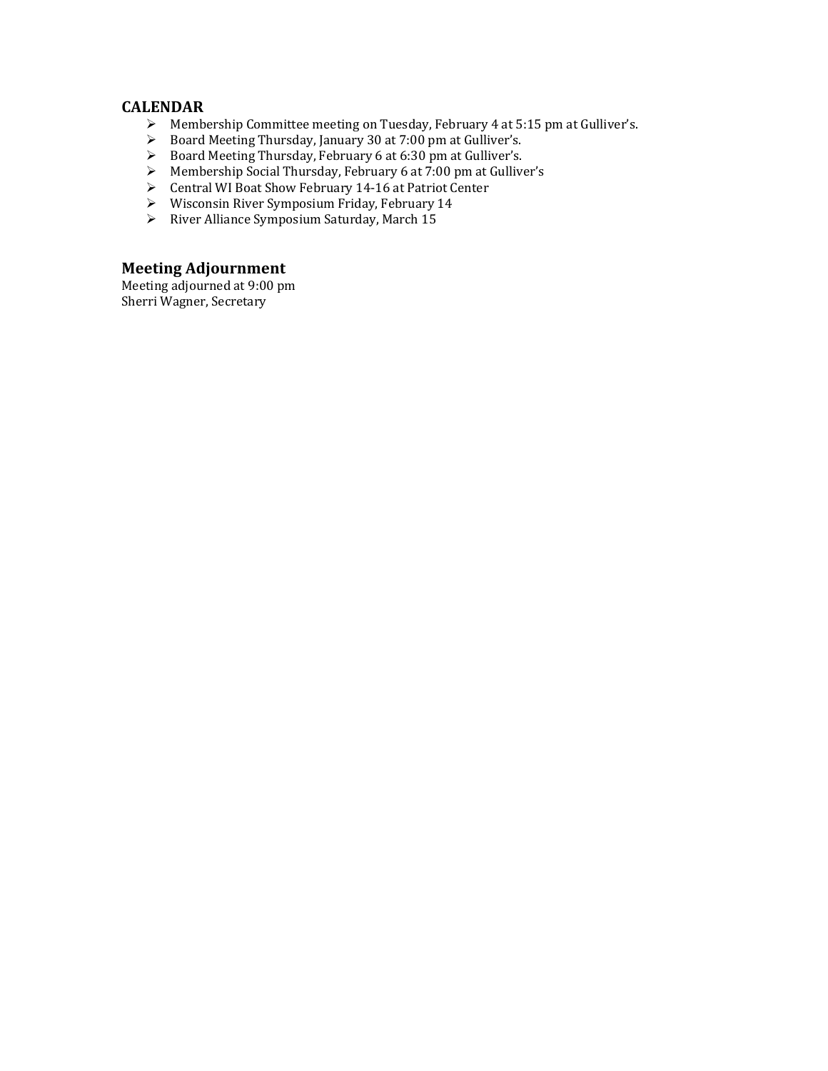## CALENDAR

- Membership Committee meeting on Tuesday, February 4 at 5:15 pm at Gulliver's.
- Board Meeting Thursday, January 30 at 7:00 pm at Gulliver's.
- Board Meeting Thursday, February 6 at 6:30 pm at Gulliver's.
- Membership Social Thursday, February 6 at 7:00 pm at Gulliver's
- Central WI Boat Show February 14-16 at Patriot Center
- Wisconsin River Symposium Friday, February 14
- River Alliance Symposium Saturday, March 15

## Meeting Adjournment

Meeting adjourned at 9:00 pm
Sherri Wagner, Secretary